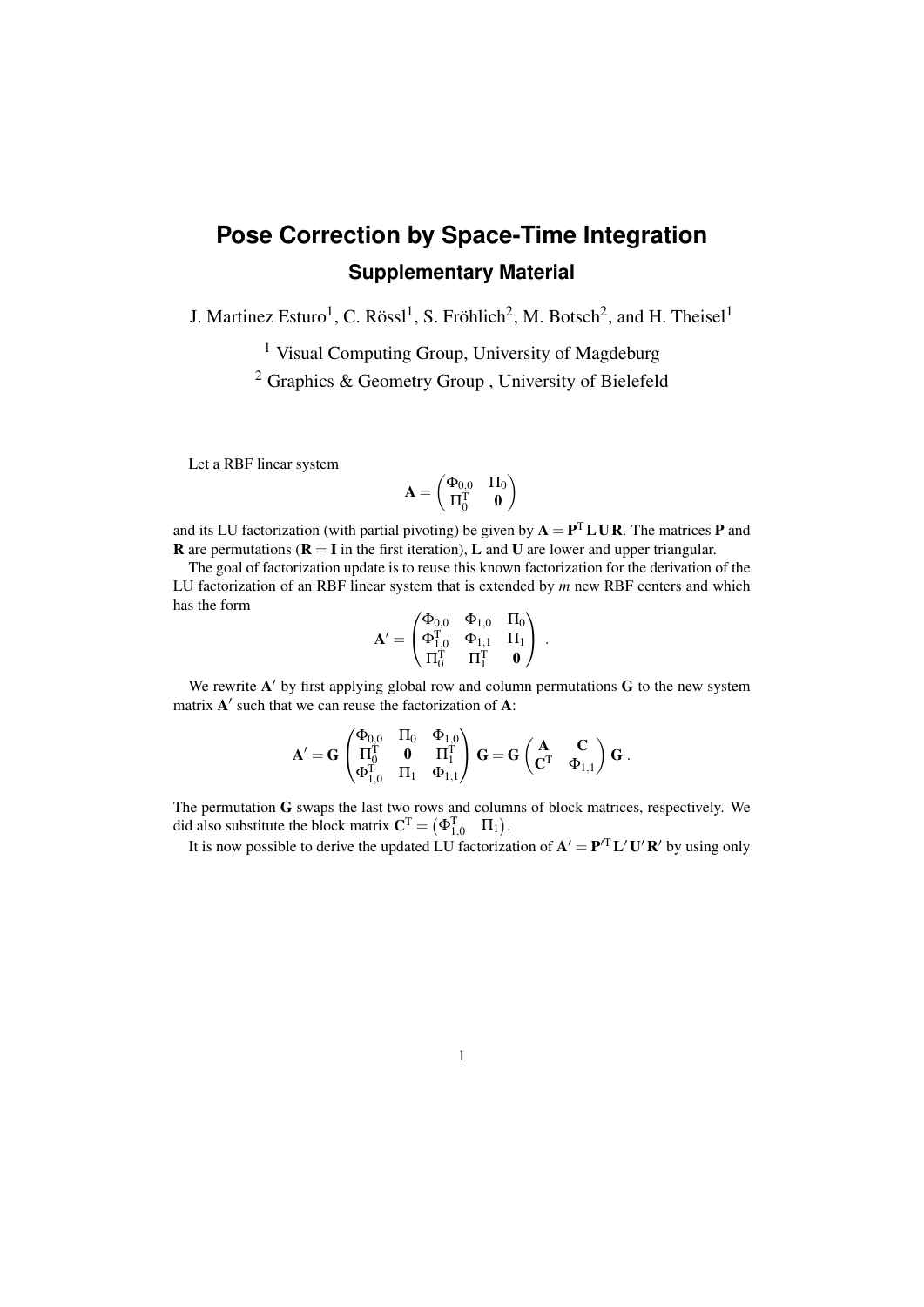# Pose Correction by Space-Time Integration

## Supplementary Material

J. Martinez Esturo[1], C. Rössl[1], S. Fröhlich[2], M. Botsch[2], and H. Theisel[1]

[1] Visual Computing Group, University of Magdeburg

[2] Graphics & Geometry Group , University of Bielefeld

Let a RBF linear system

$$\mathbf{A} = \begin{pmatrix} \Phi_{0,0} & \Pi_0 \\ \Pi_0^{\mathrm{T}} & \mathbf{0} \end{pmatrix}$$

and its LU factorization (with partial pivoting) be given by $\mathbf{A} = \mathbf{P}^{\mathrm{T}}\,\mathbf{L}\,\mathbf{U}\,\mathbf{R}$. The matrices $\mathbf{P}$ and $\mathbf{R}$ are permutations ($\mathbf{R} = \mathbf{I}$ in the first iteration), $\mathbf{L}$ and $\mathbf{U}$ are lower and upper triangular.

The goal of factorization update is to reuse this known factorization for the derivation of the LU factorization of an RBF linear system that is extended by $m$ new RBF centers and which has the form

$$\mathbf{A}' = \begin{pmatrix} \Phi_{0,0} & \Phi_{1,0} & \Pi_0 \\ \Phi_{1,0}^{\mathrm{T}} & \Phi_{1,1} & \Pi_1 \\ \Pi_0^{\mathrm{T}} & \Pi_1^{\mathrm{T}} & \mathbf{0} \end{pmatrix} .$$

We rewrite $\mathbf{A}'$ by first applying global row and column permutations $\mathbf{G}$ to the new system matrix $\mathbf{A}'$ such that we can reuse the factorization of $\mathbf{A}$:

$$\mathbf{A}' = \mathbf{G} \begin{pmatrix} \Phi_{0,0} & \Pi_0 & \Phi_{1,0} \\ \Pi_0^{\mathrm{T}} & \mathbf{0} & \Pi_1^{\mathrm{T}} \\ \Phi_{1,0}^{\mathrm{T}} & \Pi_1 & \Phi_{1,1} \end{pmatrix} \mathbf{G} = \mathbf{G} \begin{pmatrix} \mathbf{A} & \mathbf{C} \\ \mathbf{C}^{\mathrm{T}} & \Phi_{1,1} \end{pmatrix} \mathbf{G} .$$

The permutation $\mathbf{G}$ swaps the last two rows and columns of block matrices, respectively. We did also substitute the block matrix $\mathbf{C}^{\mathrm{T}} = \begin{pmatrix} \Phi_{1,0}^{\mathrm{T}} & \Pi_1 \end{pmatrix}$.

It is now possible to derive the updated LU factorization of $\mathbf{A}' = \mathbf{P}'^{\mathrm{T}}\,\mathbf{L}'\,\mathbf{U}'\,\mathbf{R}'$ by using only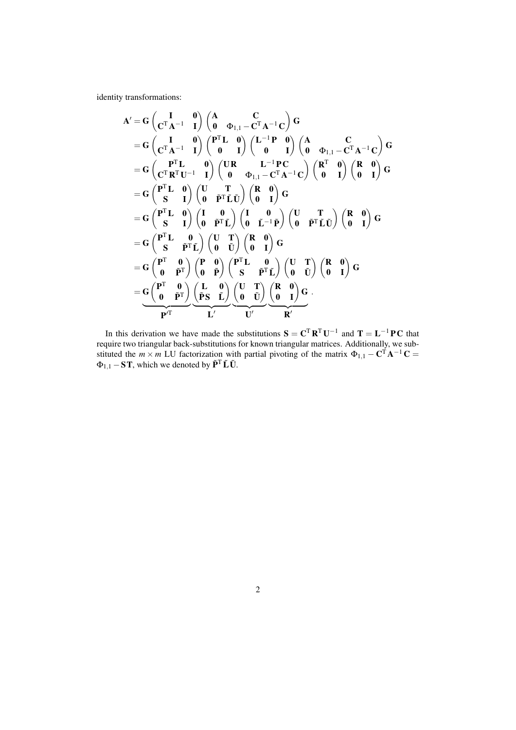identity transformations:

$$
\begin{aligned}
\mathbf{A}' &= \mathbf{G}\begin{pmatrix}\mathbf{I} & \mathbf{0}\\ \mathbf{C}^{\mathrm{T}}\mathbf{A}^{-1} & \mathbf{I}\end{pmatrix}\begin{pmatrix}\mathbf{A} & \mathbf{C}\\ \mathbf{0} & \Phi_{1,1}-\mathbf{C}^{\mathrm{T}}\mathbf{A}^{-1}\mathbf{C}\end{pmatrix}\mathbf{G}\\
&= \mathbf{G}\begin{pmatrix}\mathbf{I} & \mathbf{0}\\ \mathbf{C}^{\mathrm{T}}\mathbf{A}^{-1} & \mathbf{I}\end{pmatrix}\begin{pmatrix}\mathbf{P}^{\mathrm{T}}\mathbf{L} & \mathbf{0}\\ \mathbf{0} & \mathbf{I}\end{pmatrix}\begin{pmatrix}\mathbf{L}^{-1}\mathbf{P} & \mathbf{0}\\ \mathbf{0} & \mathbf{I}\end{pmatrix}\begin{pmatrix}\mathbf{A} & \mathbf{C}\\ \mathbf{0} & \Phi_{1,1}-\mathbf{C}^{\mathrm{T}}\mathbf{A}^{-1}\mathbf{C}\end{pmatrix}\mathbf{G}\\
&= \mathbf{G}\begin{pmatrix}\mathbf{P}^{\mathrm{T}}\mathbf{L} & \mathbf{0}\\ \mathbf{C}^{\mathrm{T}}\mathbf{R}^{\mathrm{T}}\mathbf{U}^{-1} & \mathbf{I}\end{pmatrix}\begin{pmatrix}\mathbf{U}\mathbf{R} & \mathbf{L}^{-1}\mathbf{P}\mathbf{C}\\ \mathbf{0} & \Phi_{1,1}-\mathbf{C}^{\mathrm{T}}\mathbf{A}^{-1}\mathbf{C}\end{pmatrix}\begin{pmatrix}\mathbf{R}^{\mathrm{T}} & \mathbf{0}\\ \mathbf{0} & \mathbf{I}\end{pmatrix}\begin{pmatrix}\mathbf{R} & \mathbf{0}\\ \mathbf{0} & \mathbf{I}\end{pmatrix}\mathbf{G}\\
&= \mathbf{G}\begin{pmatrix}\mathbf{P}^{\mathrm{T}}\mathbf{L} & \mathbf{0}\\ \mathbf{S} & \mathbf{I}\end{pmatrix}\begin{pmatrix}\mathbf{U} & \mathbf{T}\\ \mathbf{0} & \tilde{\mathbf{P}}^{\mathrm{T}}\tilde{\mathbf{L}}\tilde{\mathbf{U}}\end{pmatrix}\begin{pmatrix}\mathbf{R} & \mathbf{0}\\ \mathbf{0} & \mathbf{I}\end{pmatrix}\mathbf{G}\\
&= \mathbf{G}\begin{pmatrix}\mathbf{P}^{\mathrm{T}}\mathbf{L} & \mathbf{0}\\ \mathbf{S} & \mathbf{I}\end{pmatrix}\begin{pmatrix}\mathbf{I} & \mathbf{0}\\ \mathbf{0} & \tilde{\mathbf{P}}^{\mathrm{T}}\tilde{\mathbf{L}}\end{pmatrix}\begin{pmatrix}\mathbf{I} & \mathbf{0}\\ \mathbf{0} & \tilde{\mathbf{L}}^{-1}\tilde{\mathbf{P}}\end{pmatrix}\begin{pmatrix}\mathbf{U} & \mathbf{T}\\ \mathbf{0} & \tilde{\mathbf{P}}^{\mathrm{T}}\tilde{\mathbf{L}}\tilde{\mathbf{U}}\end{pmatrix}\begin{pmatrix}\mathbf{R} & \mathbf{0}\\ \mathbf{0} & \mathbf{I}\end{pmatrix}\mathbf{G}\\
&= \mathbf{G}\begin{pmatrix}\mathbf{P}^{\mathrm{T}}\mathbf{L} & \mathbf{0}\\ \mathbf{S} & \tilde{\mathbf{P}}^{\mathrm{T}}\tilde{\mathbf{L}}\end{pmatrix}\begin{pmatrix}\mathbf{U} & \mathbf{T}\\ \mathbf{0} & \tilde{\mathbf{U}}\end{pmatrix}\begin{pmatrix}\mathbf{R} & \mathbf{0}\\ \mathbf{0} & \mathbf{I}\end{pmatrix}\mathbf{G}\\
&= \mathbf{G}\begin{pmatrix}\mathbf{P}^{\mathrm{T}} & \mathbf{0}\\ \mathbf{0} & \tilde{\mathbf{P}}^{\mathrm{T}}\end{pmatrix}\begin{pmatrix}\mathbf{P} & \mathbf{0}\\ \mathbf{0} & \tilde{\mathbf{P}}\end{pmatrix}\begin{pmatrix}\mathbf{P}^{\mathrm{T}}\mathbf{L} & \mathbf{0}\\ \mathbf{S} & \tilde{\mathbf{P}}^{\mathrm{T}}\tilde{\mathbf{L}}\end{pmatrix}\begin{pmatrix}\mathbf{U} & \mathbf{T}\\ \mathbf{0} & \tilde{\mathbf{U}}\end{pmatrix}\begin{pmatrix}\mathbf{R} & \mathbf{0}\\ \mathbf{0} & \mathbf{I}\end{pmatrix}\mathbf{G}\\
&= \underbrace{\mathbf{G}\begin{pmatrix}\mathbf{P}^{\mathrm{T}} & \mathbf{0}\\ \mathbf{0} & \tilde{\mathbf{P}}^{\mathrm{T}}\end{pmatrix}}_{\mathbf{P}'^{\mathrm{T}}}\underbrace{\begin{pmatrix}\mathbf{L} & \mathbf{0}\\ \tilde{\mathbf{P}}\mathbf{S} & \tilde{\mathbf{L}}\end{pmatrix}}_{\mathbf{L}'}\underbrace{\begin{pmatrix}\mathbf{U} & \mathbf{T}\\ \mathbf{0} & \tilde{\mathbf{U}}\end{pmatrix}}_{\mathbf{U}'}\underbrace{\begin{pmatrix}\mathbf{R} & \mathbf{0}\\ \mathbf{0} & \mathbf{I}\end{pmatrix}\mathbf{G}}_{\mathbf{R}'}.
\end{aligned}
$$

In this derivation we have made the substitutions $\mathbf{S} = \mathbf{C}^{\mathrm{T}}\mathbf{R}^{\mathrm{T}}\mathbf{U}^{-1}$ and $\mathbf{T} = \mathbf{L}^{-1}\mathbf{P}\mathbf{C}$ that require two triangular back-substitutions for known triangular matrices. Additionally, we substituted the $m \times m$ LU factorization with partial pivoting of the matrix $\Phi_{1,1} - \mathbf{C}^{\mathrm{T}}\mathbf{A}^{-1}\mathbf{C} = \Phi_{1,1} - \mathbf{S}\mathbf{T}$, which we denoted by $\tilde{\mathbf{P}}^{\mathrm{T}}\tilde{\mathbf{L}}\tilde{\mathbf{U}}$.